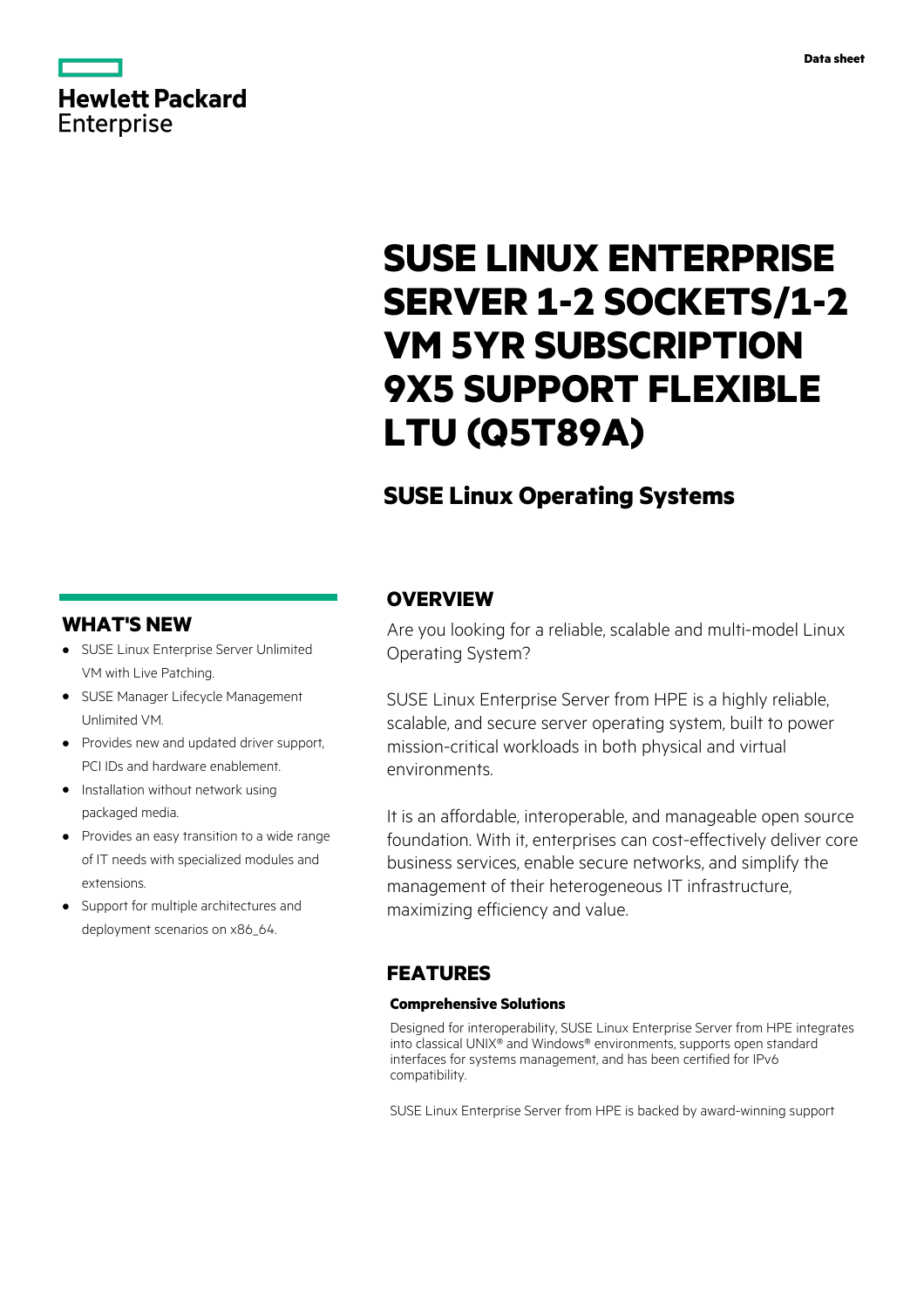Data sheet

# SUSE LINUX ENTERPRISE SERVER 1-2 SOCKETS/1-2 VM 5YR SUBSCRIPTION 9X5 SUPPORT FLEXIBLE LTU (Q5T89A)

## SUSE Linux Operating Systems

## WHAT'S NEW

- SUSE Linux Enterprise Server Unlimited VM with Live Patching.
- SUSE Manager Lifecycle Management Unlimited VM.
- Provides new and updated driver support, PCI IDs and hardware enablement.
- Installation without network using packaged media.
- Provides an easy transition to a wide range of IT needs with specialized modules and extensions.
- Support for multiple architectures and deployment scenarios on x86_64.

## OVERVIEW

Are you looking for a reliable, scalable and multi-model Linux Operating System?

SUSE Linux Enterprise Server from HPE is a highly reliable, scalable, and secure server operating system, built to power mission-critical workloads in both physical and virtual environments.

It is an affordable, interoperable, and manageable open source foundation. With it, enterprises can cost-effectively deliver core business services, enable secure networks, and simplify the management of their heterogeneous IT infrastructure, maximizing efficiency and value.

## FEATURES

### Comprehensive Solutions

Designed for interoperability, SUSE Linux Enterprise Server from HPE integrates into classical UNIX® and Windows® environments, supports open standard interfaces for systems management, and has been certified for IPv6 compatibility.

SUSE Linux Enterprise Server from HPE is backed by award-winning support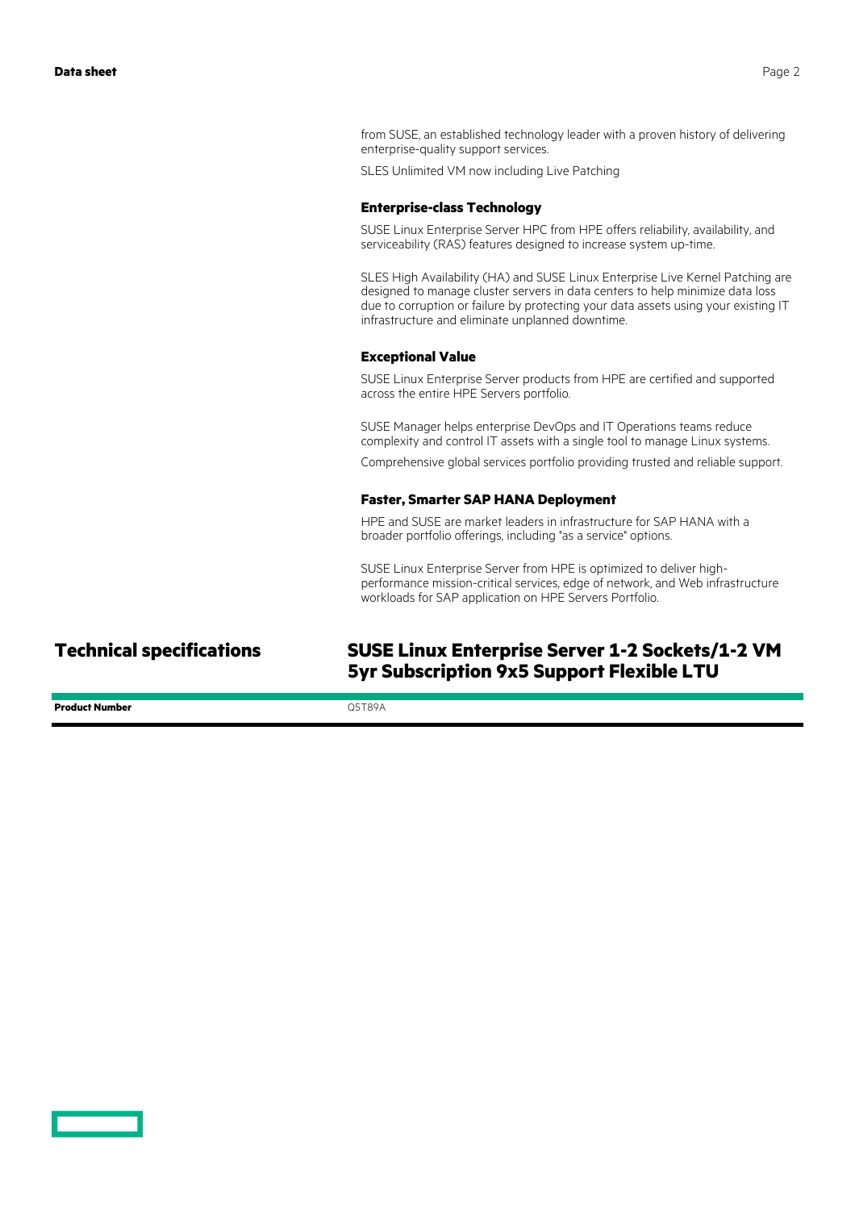from SUSE, an established technology leader with a proven history of delivering enterprise-quality support services.

SLES Unlimited VM now including Live Patching

### Enterprise-class Technology

SUSE Linux Enterprise Server HPC from HPE offers reliability, availability, and serviceability (RAS) features designed to increase system up-time.

SLES High Availability (HA) and SUSE Linux Enterprise Live Kernel Patching are designed to manage cluster servers in data centers to help minimize data loss due to corruption or failure by protecting your data assets using your existing IT infrastructure and eliminate unplanned downtime.

### Exceptional Value

SUSE Linux Enterprise Server products from HPE are certified and supported across the entire HPE Servers portfolio.

SUSE Manager helps enterprise DevOps and IT Operations teams reduce complexity and control IT assets with a single tool to manage Linux systems.

Comprehensive global services portfolio providing trusted and reliable support.

### Faster, Smarter SAP HANA Deployment

HPE and SUSE are market leaders in infrastructure for SAP HANA with a broader portfolio offerings, including "as a service" options.

SUSE Linux Enterprise Server from HPE is optimized to deliver high-performance mission-critical services, edge of network, and Web infrastructure workloads for SAP application on HPE Servers Portfolio.

## Technical specifications

## SUSE Linux Enterprise Server 1-2 Sockets/1-2 VM 5yr Subscription 9x5 Support Flexible LTU

| | |
|---|---|
| **Product Number** | Q5T89A |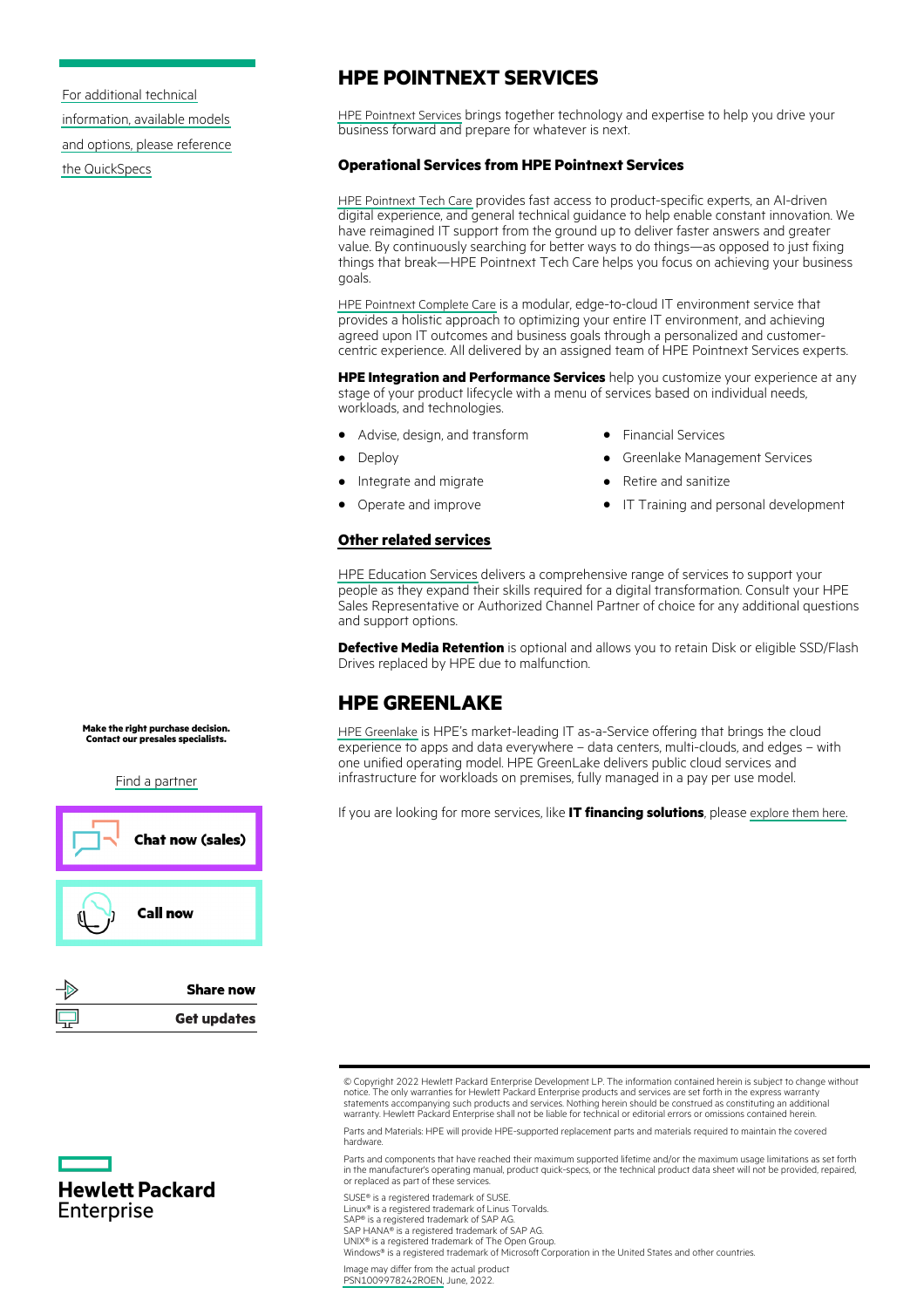For additional technical information, available models and options, please reference the QuickSpecs

# HPE POINTNEXT SERVICES

HPE Pointnext Services brings together technology and expertise to help you drive your business forward and prepare for whatever is next.

### Operational Services from HPE Pointnext Services

HPE Pointnext Tech Care provides fast access to product-specific experts, an AI-driven digital experience, and general technical guidance to help enable constant innovation. We have reimagined IT support from the ground up to deliver faster answers and greater value. By continuously searching for better ways to do things—as opposed to just fixing things that break—HPE Pointnext Tech Care helps you focus on achieving your business goals.

HPE Pointnext Complete Care is a modular, edge-to-cloud IT environment service that provides a holistic approach to optimizing your entire IT environment, and achieving agreed upon IT outcomes and business goals through a personalized and customer-centric experience. All delivered by an assigned team of HPE Pointnext Services experts.

**HPE Integration and Performance Services** help you customize your experience at any stage of your product lifecycle with a menu of services based on individual needs, workloads, and technologies.

- Advise, design, and transform
- Deploy
- Integrate and migrate
- Operate and improve
- Financial Services
- Greenlake Management Services
- Retire and sanitize
- IT Training and personal development

### Other related services

HPE Education Services delivers a comprehensive range of services to support your people as they expand their skills required for a digital transformation. Consult your HPE Sales Representative or Authorized Channel Partner of choice for any additional questions and support options.

**Defective Media Retention** is optional and allows you to retain Disk or eligible SSD/Flash Drives replaced by HPE due to malfunction.

# HPE GREENLAKE

HPE Greenlake is HPE's market-leading IT as-a-Service offering that brings the cloud experience to apps and data everywhere – data centers, multi-clouds, and edges – with one unified operating model. HPE GreenLake delivers public cloud services and infrastructure for workloads on premises, fully managed in a pay per use model.

If you are looking for more services, like **IT financing solutions**, please explore them here.

**Make the right purchase decision. Contact our presales specialists.**

Find a partner

**Chat now (sales)**

**Call now**

**Share now**

**Get updates**

© Copyright 2022 Hewlett Packard Enterprise Development LP. The information contained herein is subject to change without notice. The only warranties for Hewlett Packard Enterprise products and services are set forth in the express warranty statements accompanying such products and services. Nothing herein should be construed as constituting an additional warranty. Hewlett Packard Enterprise shall not be liable for technical or editorial errors or omissions contained herein.

Parts and Materials: HPE will provide HPE-supported replacement parts and materials required to maintain the covered hardware.

Parts and components that have reached their maximum supported lifetime and/or the maximum usage limitations as set forth in the manufacturer's operating manual, product quick-specs, or the technical product data sheet will not be provided, repaired, or replaced as part of these services.

SUSE® is a registered trademark of SUSE.
Linux® is a registered trademark of Linus Torvalds.
SAP® is a registered trademark of SAP AG.
SAP HANA® is a registered trademark of SAP AG.
UNIX® is a registered trademark of The Open Group.
Windows® is a registered trademark of Microsoft Corporation in the United States and other countries.

Image may differ from the actual product
PSN1009978242ROEN, June, 2022.

**Hewlett Packard** Enterprise